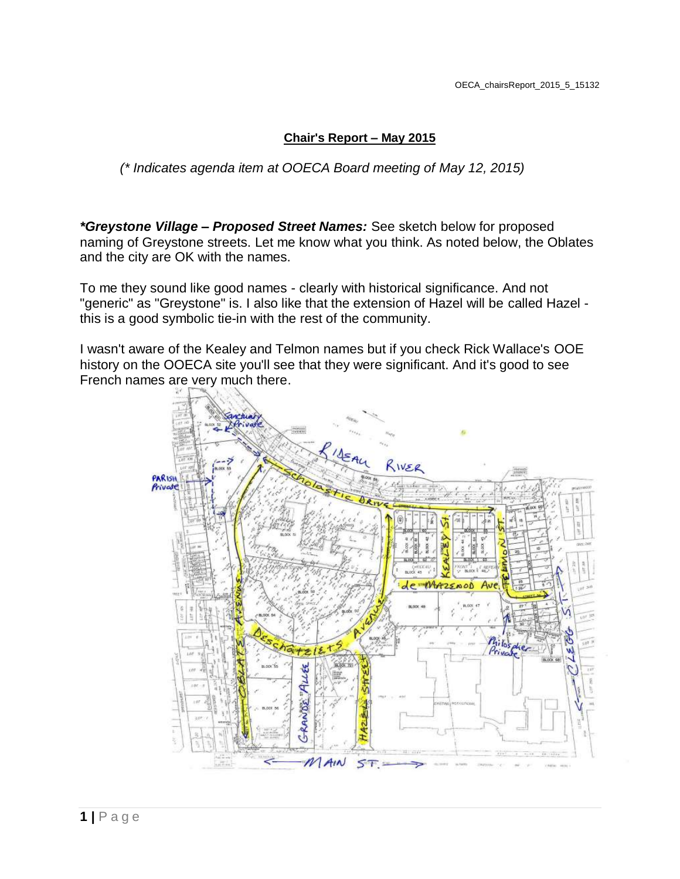## Chair's Report – May 2015

*(\* Indicates agenda item at OOECA Board meeting of May 12, 2015)*

***Greystone Village – Proposed Street Names:*** See sketch below for proposed naming of Greystone streets. Let me know what you think. As noted below, the Oblates and the city are OK with the names.

To me they sound like good names - clearly with historical significance. And not "generic" as "Greystone" is. I also like that the extension of Hazel will be called Hazel - this is a good symbolic tie-in with the rest of the community.

I wasn't aware of the Kealey and Telmon names but if you check Rick Wallace's OOE history on the OOECA site you'll see that they were significant. And it's good to see French names are very much there.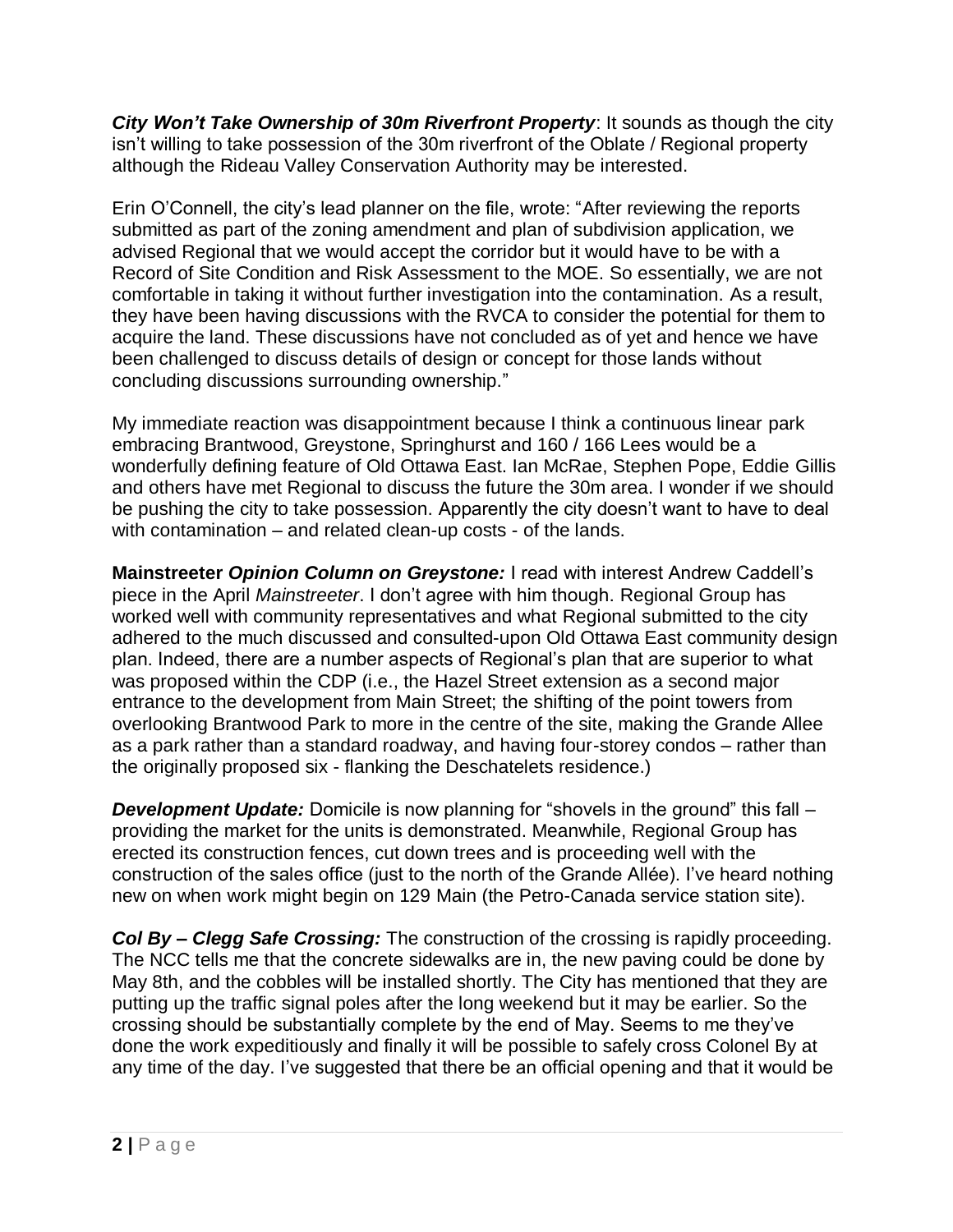***City Won't Take Ownership of 30m Riverfront Property***: It sounds as though the city isn't willing to take possession of the 30m riverfront of the Oblate / Regional property although the Rideau Valley Conservation Authority may be interested.

Erin O'Connell, the city's lead planner on the file, wrote: "After reviewing the reports submitted as part of the zoning amendment and plan of subdivision application, we advised Regional that we would accept the corridor but it would have to be with a Record of Site Condition and Risk Assessment to the MOE. So essentially, we are not comfortable in taking it without further investigation into the contamination. As a result, they have been having discussions with the RVCA to consider the potential for them to acquire the land. These discussions have not concluded as of yet and hence we have been challenged to discuss details of design or concept for those lands without concluding discussions surrounding ownership."

My immediate reaction was disappointment because I think a continuous linear park embracing Brantwood, Greystone, Springhurst and 160 / 166 Lees would be a wonderfully defining feature of Old Ottawa East. Ian McRae, Stephen Pope, Eddie Gillis and others have met Regional to discuss the future the 30m area. I wonder if we should be pushing the city to take possession. Apparently the city doesn't want to have to deal with contamination – and related clean-up costs - of the lands.

**Mainstreeter *Opinion Column on Greystone:*** I read with interest Andrew Caddell's piece in the April *Mainstreeter*. I don't agree with him though. Regional Group has worked well with community representatives and what Regional submitted to the city adhered to the much discussed and consulted-upon Old Ottawa East community design plan. Indeed, there are a number aspects of Regional's plan that are superior to what was proposed within the CDP (i.e., the Hazel Street extension as a second major entrance to the development from Main Street; the shifting of the point towers from overlooking Brantwood Park to more in the centre of the site, making the Grande Allee as a park rather than a standard roadway, and having four-storey condos – rather than the originally proposed six - flanking the Deschatelets residence.)

***Development Update:*** Domicile is now planning for "shovels in the ground" this fall – providing the market for the units is demonstrated. Meanwhile, Regional Group has erected its construction fences, cut down trees and is proceeding well with the construction of the sales office (just to the north of the Grande Allée). I've heard nothing new on when work might begin on 129 Main (the Petro-Canada service station site).

***Col By – Clegg Safe Crossing:*** The construction of the crossing is rapidly proceeding. The NCC tells me that the concrete sidewalks are in, the new paving could be done by May 8th, and the cobbles will be installed shortly. The City has mentioned that they are putting up the traffic signal poles after the long weekend but it may be earlier. So the crossing should be substantially complete by the end of May. Seems to me they've done the work expeditiously and finally it will be possible to safely cross Colonel By at any time of the day. I've suggested that there be an official opening and that it would be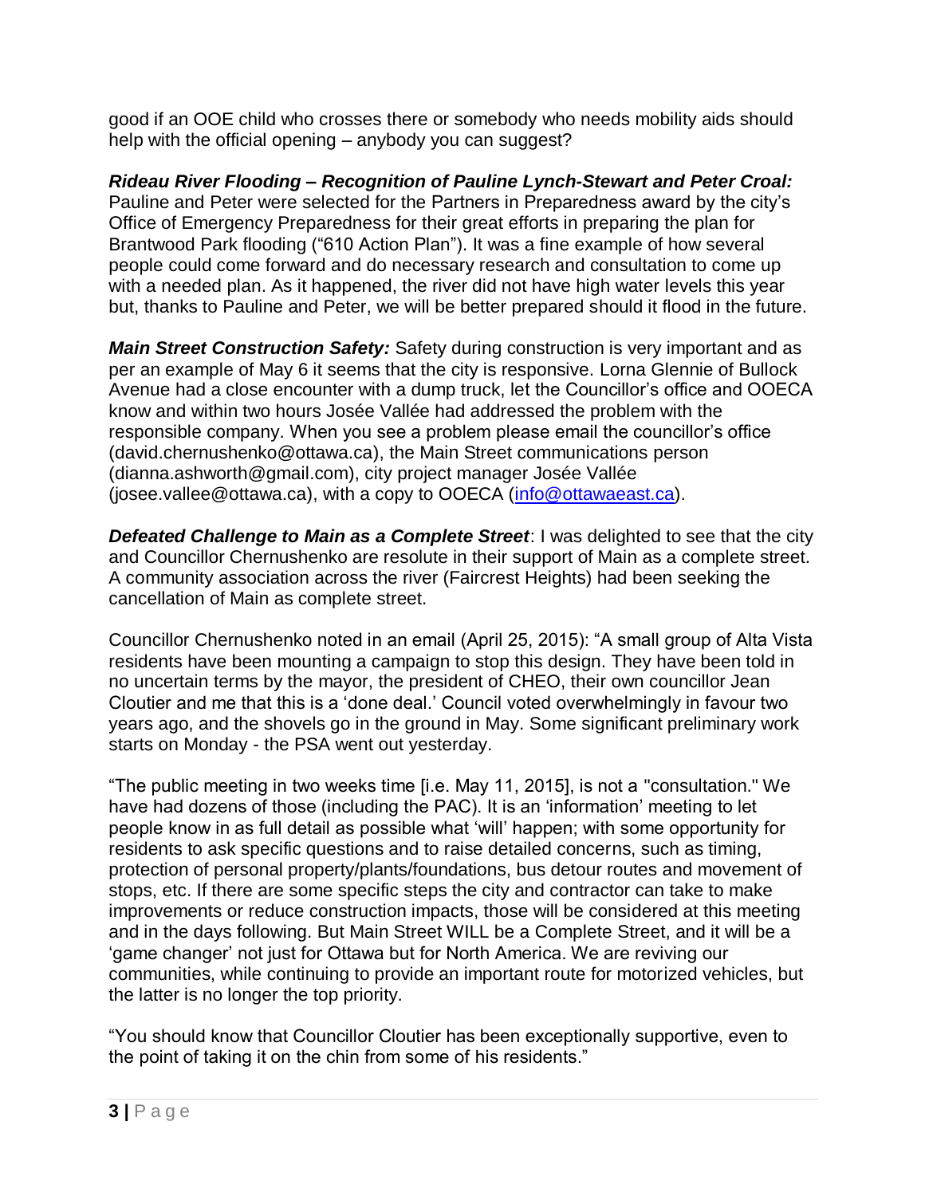good if an OOE child who crosses there or somebody who needs mobility aids should help with the official opening – anybody you can suggest?

***Rideau River Flooding – Recognition of Pauline Lynch-Stewart and Peter Croal:*** Pauline and Peter were selected for the Partners in Preparedness award by the city's Office of Emergency Preparedness for their great efforts in preparing the plan for Brantwood Park flooding ("610 Action Plan"). It was a fine example of how several people could come forward and do necessary research and consultation to come up with a needed plan. As it happened, the river did not have high water levels this year but, thanks to Pauline and Peter, we will be better prepared should it flood in the future.

***Main Street Construction Safety:*** Safety during construction is very important and as per an example of May 6 it seems that the city is responsive. Lorna Glennie of Bullock Avenue had a close encounter with a dump truck, let the Councillor's office and OOECA know and within two hours Josée Vallée had addressed the problem with the responsible company. When you see a problem please email the councillor's office (david.chernushenko@ottawa.ca), the Main Street communications person (dianna.ashworth@gmail.com), city project manager Josée Vallée (josee.vallee@ottawa.ca), with a copy to OOECA (info@ottawaeast.ca).

***Defeated Challenge to Main as a Complete Street***: I was delighted to see that the city and Councillor Chernushenko are resolute in their support of Main as a complete street. A community association across the river (Faircrest Heights) had been seeking the cancellation of Main as complete street.

Councillor Chernushenko noted in an email (April 25, 2015): "A small group of Alta Vista residents have been mounting a campaign to stop this design. They have been told in no uncertain terms by the mayor, the president of CHEO, their own councillor Jean Cloutier and me that this is a 'done deal.' Council voted overwhelmingly in favour two years ago, and the shovels go in the ground in May. Some significant preliminary work starts on Monday - the PSA went out yesterday.

"The public meeting in two weeks time [i.e. May 11, 2015], is not a "consultation." We have had dozens of those (including the PAC). It is an 'information' meeting to let people know in as full detail as possible what 'will' happen; with some opportunity for residents to ask specific questions and to raise detailed concerns, such as timing, protection of personal property/plants/foundations, bus detour routes and movement of stops, etc. If there are some specific steps the city and contractor can take to make improvements or reduce construction impacts, those will be considered at this meeting and in the days following. But Main Street WILL be a Complete Street, and it will be a 'game changer' not just for Ottawa but for North America. We are reviving our communities, while continuing to provide an important route for motorized vehicles, but the latter is no longer the top priority.

"You should know that Councillor Cloutier has been exceptionally supportive, even to the point of taking it on the chin from some of his residents."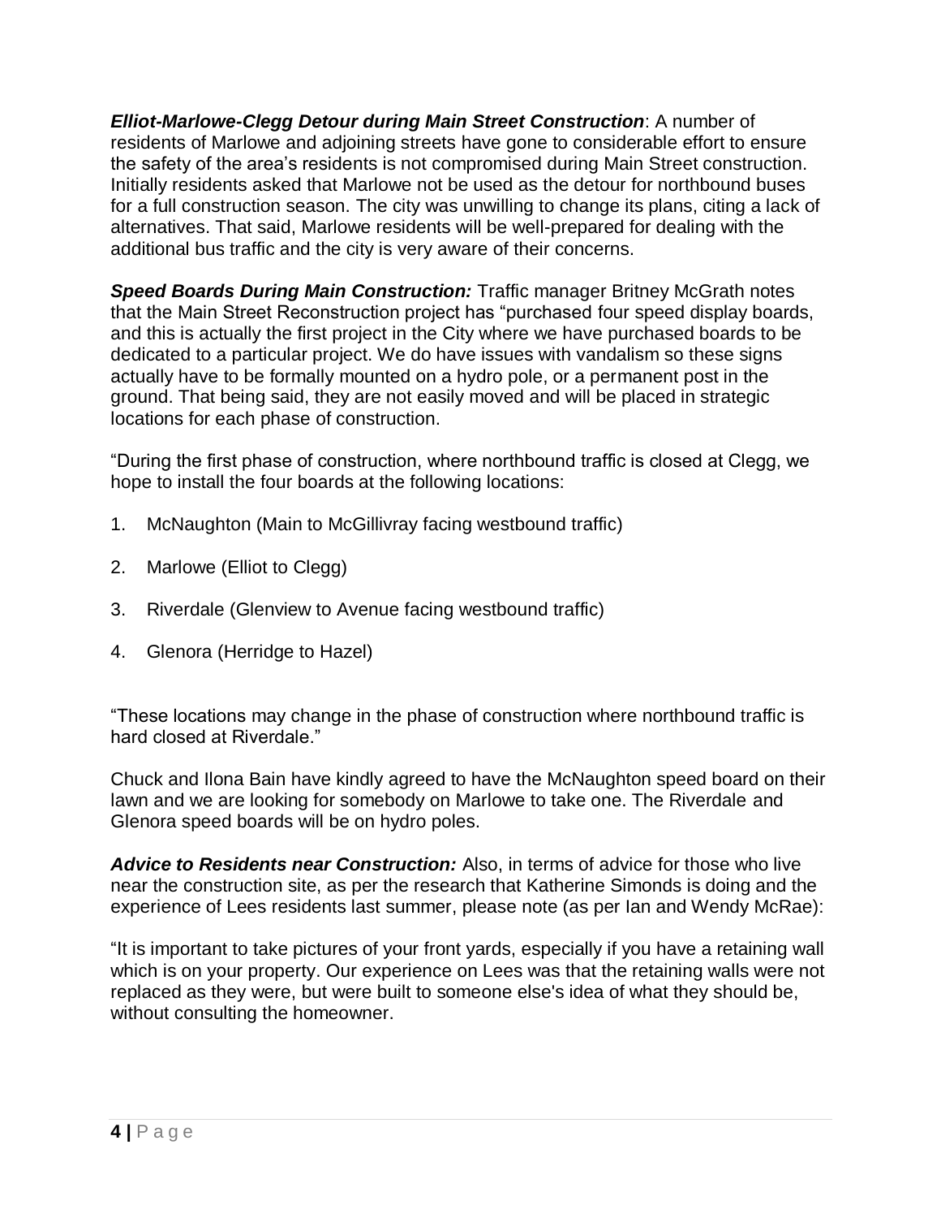***Elliot-Marlowe-Clegg Detour during Main Street Construction***: A number of residents of Marlowe and adjoining streets have gone to considerable effort to ensure the safety of the area's residents is not compromised during Main Street construction. Initially residents asked that Marlowe not be used as the detour for northbound buses for a full construction season. The city was unwilling to change its plans, citing a lack of alternatives. That said, Marlowe residents will be well-prepared for dealing with the additional bus traffic and the city is very aware of their concerns.

***Speed Boards During Main Construction:*** Traffic manager Britney McGrath notes that the Main Street Reconstruction project has "purchased four speed display boards, and this is actually the first project in the City where we have purchased boards to be dedicated to a particular project. We do have issues with vandalism so these signs actually have to be formally mounted on a hydro pole, or a permanent post in the ground. That being said, they are not easily moved and will be placed in strategic locations for each phase of construction.

"During the first phase of construction, where northbound traffic is closed at Clegg, we hope to install the four boards at the following locations:

1. McNaughton (Main to McGillivray facing westbound traffic)
2. Marlowe (Elliot to Clegg)
3. Riverdale (Glenview to Avenue facing westbound traffic)
4. Glenora (Herridge to Hazel)

"These locations may change in the phase of construction where northbound traffic is hard closed at Riverdale."

Chuck and Ilona Bain have kindly agreed to have the McNaughton speed board on their lawn and we are looking for somebody on Marlowe to take one. The Riverdale and Glenora speed boards will be on hydro poles.

***Advice to Residents near Construction:*** Also, in terms of advice for those who live near the construction site, as per the research that Katherine Simonds is doing and the experience of Lees residents last summer, please note (as per Ian and Wendy McRae):

"It is important to take pictures of your front yards, especially if you have a retaining wall which is on your property. Our experience on Lees was that the retaining walls were not replaced as they were, but were built to someone else's idea of what they should be, without consulting the homeowner.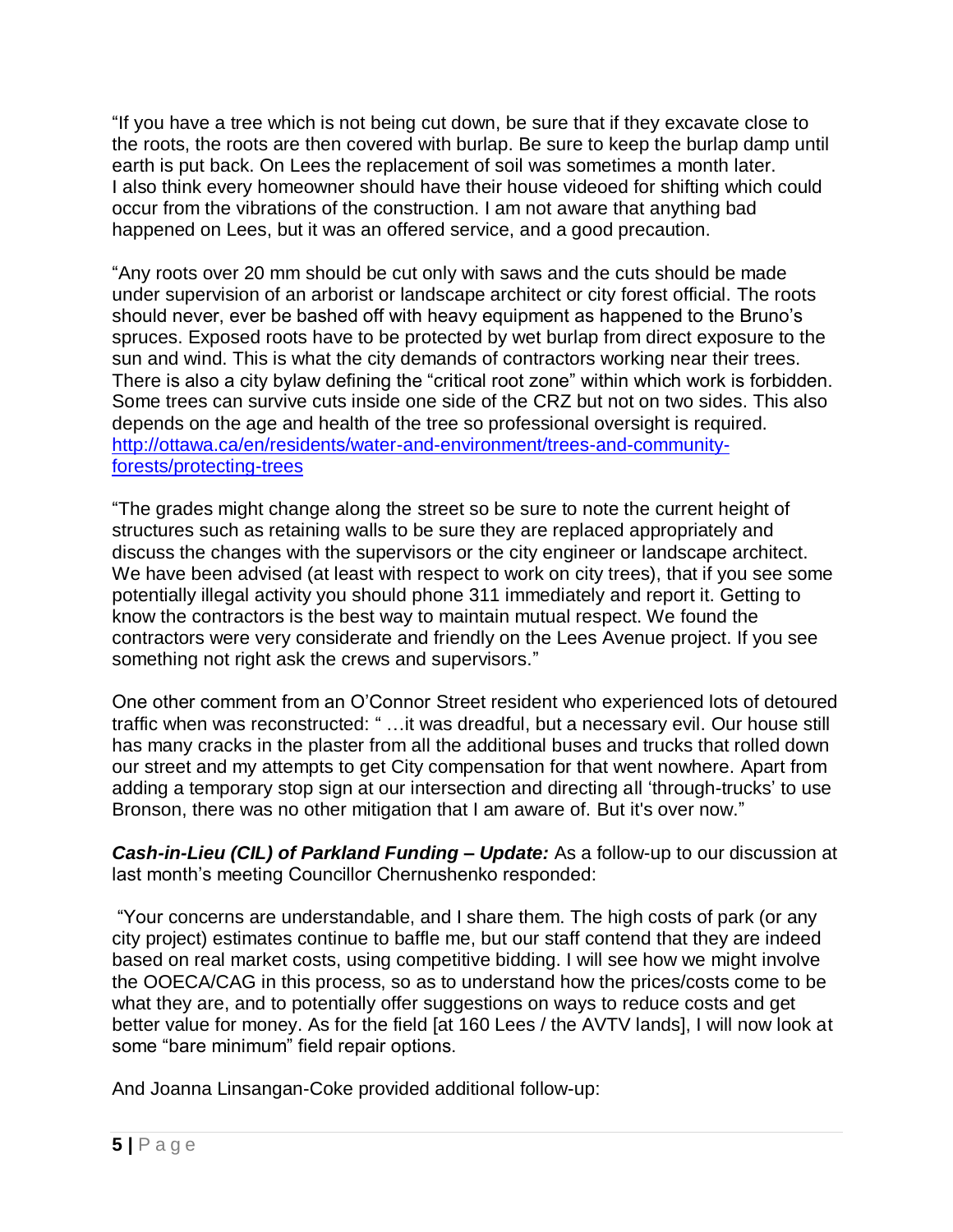"If you have a tree which is not being cut down, be sure that if they excavate close to the roots, the roots are then covered with burlap. Be sure to keep the burlap damp until earth is put back. On Lees the replacement of soil was sometimes a month later. I also think every homeowner should have their house videoed for shifting which could occur from the vibrations of the construction. I am not aware that anything bad happened on Lees, but it was an offered service, and a good precaution.

"Any roots over 20 mm should be cut only with saws and the cuts should be made under supervision of an arborist or landscape architect or city forest official. The roots should never, ever be bashed off with heavy equipment as happened to the Bruno's spruces. Exposed roots have to be protected by wet burlap from direct exposure to the sun and wind. This is what the city demands of contractors working near their trees. There is also a city bylaw defining the "critical root zone" within which work is forbidden. Some trees can survive cuts inside one side of the CRZ but not on two sides. This also depends on the age and health of the tree so professional oversight is required. [http://ottawa.ca/en/residents/water-and-environment/trees-and-community-forests/protecting-trees](http://ottawa.ca/en/residents/water-and-environment/trees-and-community-forests/protecting-trees)

"The grades might change along the street so be sure to note the current height of structures such as retaining walls to be sure they are replaced appropriately and discuss the changes with the supervisors or the city engineer or landscape architect. We have been advised (at least with respect to work on city trees), that if you see some potentially illegal activity you should phone 311 immediately and report it. Getting to know the contractors is the best way to maintain mutual respect. We found the contractors were very considerate and friendly on the Lees Avenue project. If you see something not right ask the crews and supervisors."

One other comment from an O'Connor Street resident who experienced lots of detoured traffic when was reconstructed: " …it was dreadful, but a necessary evil. Our house still has many cracks in the plaster from all the additional buses and trucks that rolled down our street and my attempts to get City compensation for that went nowhere. Apart from adding a temporary stop sign at our intersection and directing all 'through-trucks' to use Bronson, there was no other mitigation that I am aware of. But it's over now."

***Cash-in-Lieu (CIL) of Parkland Funding – Update:*** As a follow-up to our discussion at last month's meeting Councillor Chernushenko responded:

"Your concerns are understandable, and I share them. The high costs of park (or any city project) estimates continue to baffle me, but our staff contend that they are indeed based on real market costs, using competitive bidding. I will see how we might involve the OOECA/CAG in this process, so as to understand how the prices/costs come to be what they are, and to potentially offer suggestions on ways to reduce costs and get better value for money. As for the field [at 160 Lees / the AVTV lands], I will now look at some "bare minimum" field repair options.

And Joanna Linsangan-Coke provided additional follow-up: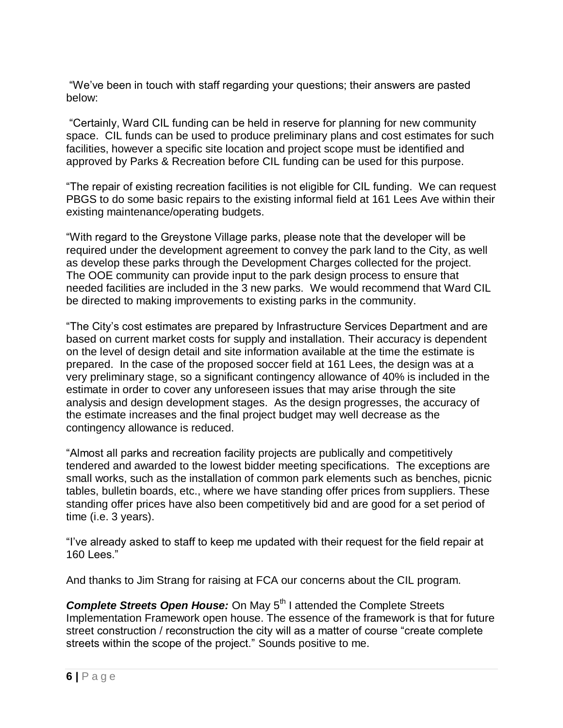"We've been in touch with staff regarding your questions; their answers are pasted below:

"Certainly, Ward CIL funding can be held in reserve for planning for new community space. CIL funds can be used to produce preliminary plans and cost estimates for such facilities, however a specific site location and project scope must be identified and approved by Parks & Recreation before CIL funding can be used for this purpose.

"The repair of existing recreation facilities is not eligible for CIL funding. We can request PBGS to do some basic repairs to the existing informal field at 161 Lees Ave within their existing maintenance/operating budgets.

"With regard to the Greystone Village parks, please note that the developer will be required under the development agreement to convey the park land to the City, as well as develop these parks through the Development Charges collected for the project. The OOE community can provide input to the park design process to ensure that needed facilities are included in the 3 new parks. We would recommend that Ward CIL be directed to making improvements to existing parks in the community.

"The City's cost estimates are prepared by Infrastructure Services Department and are based on current market costs for supply and installation. Their accuracy is dependent on the level of design detail and site information available at the time the estimate is prepared. In the case of the proposed soccer field at 161 Lees, the design was at a very preliminary stage, so a significant contingency allowance of 40% is included in the estimate in order to cover any unforeseen issues that may arise through the site analysis and design development stages. As the design progresses, the accuracy of the estimate increases and the final project budget may well decrease as the contingency allowance is reduced.

"Almost all parks and recreation facility projects are publically and competitively tendered and awarded to the lowest bidder meeting specifications. The exceptions are small works, such as the installation of common park elements such as benches, picnic tables, bulletin boards, etc., where we have standing offer prices from suppliers. These standing offer prices have also been competitively bid and are good for a set period of time (i.e. 3 years).

"I've already asked to staff to keep me updated with their request for the field repair at 160 Lees."

And thanks to Jim Strang for raising at FCA our concerns about the CIL program.

***Complete Streets Open House:*** On May 5th I attended the Complete Streets Implementation Framework open house. The essence of the framework is that for future street construction / reconstruction the city will as a matter of course "create complete streets within the scope of the project." Sounds positive to me.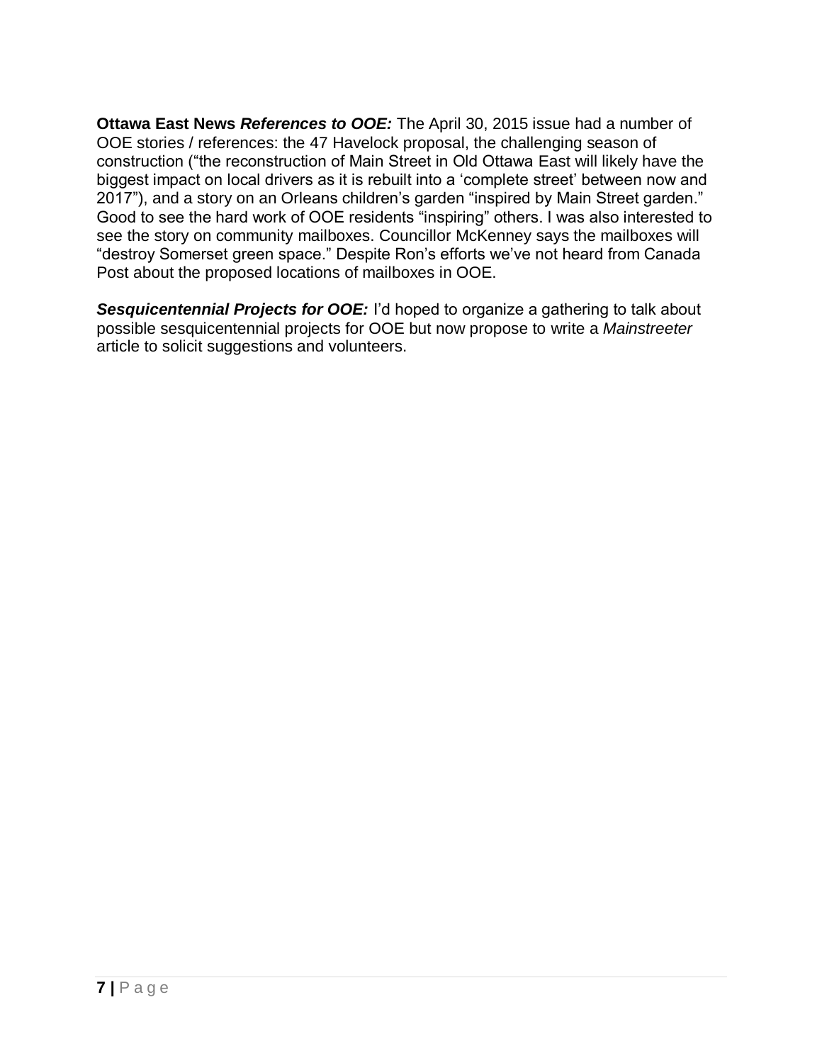**Ottawa East News** ***References to OOE:*** The April 30, 2015 issue had a number of OOE stories / references: the 47 Havelock proposal, the challenging season of construction ("the reconstruction of Main Street in Old Ottawa East will likely have the biggest impact on local drivers as it is rebuilt into a 'complete street' between now and 2017"), and a story on an Orleans children's garden "inspired by Main Street garden." Good to see the hard work of OOE residents "inspiring" others. I was also interested to see the story on community mailboxes. Councillor McKenney says the mailboxes will "destroy Somerset green space." Despite Ron's efforts we've not heard from Canada Post about the proposed locations of mailboxes in OOE.

***Sesquicentennial Projects for OOE:*** I'd hoped to organize a gathering to talk about possible sesquicentennial projects for OOE but now propose to write a *Mainstreeter* article to solicit suggestions and volunteers.